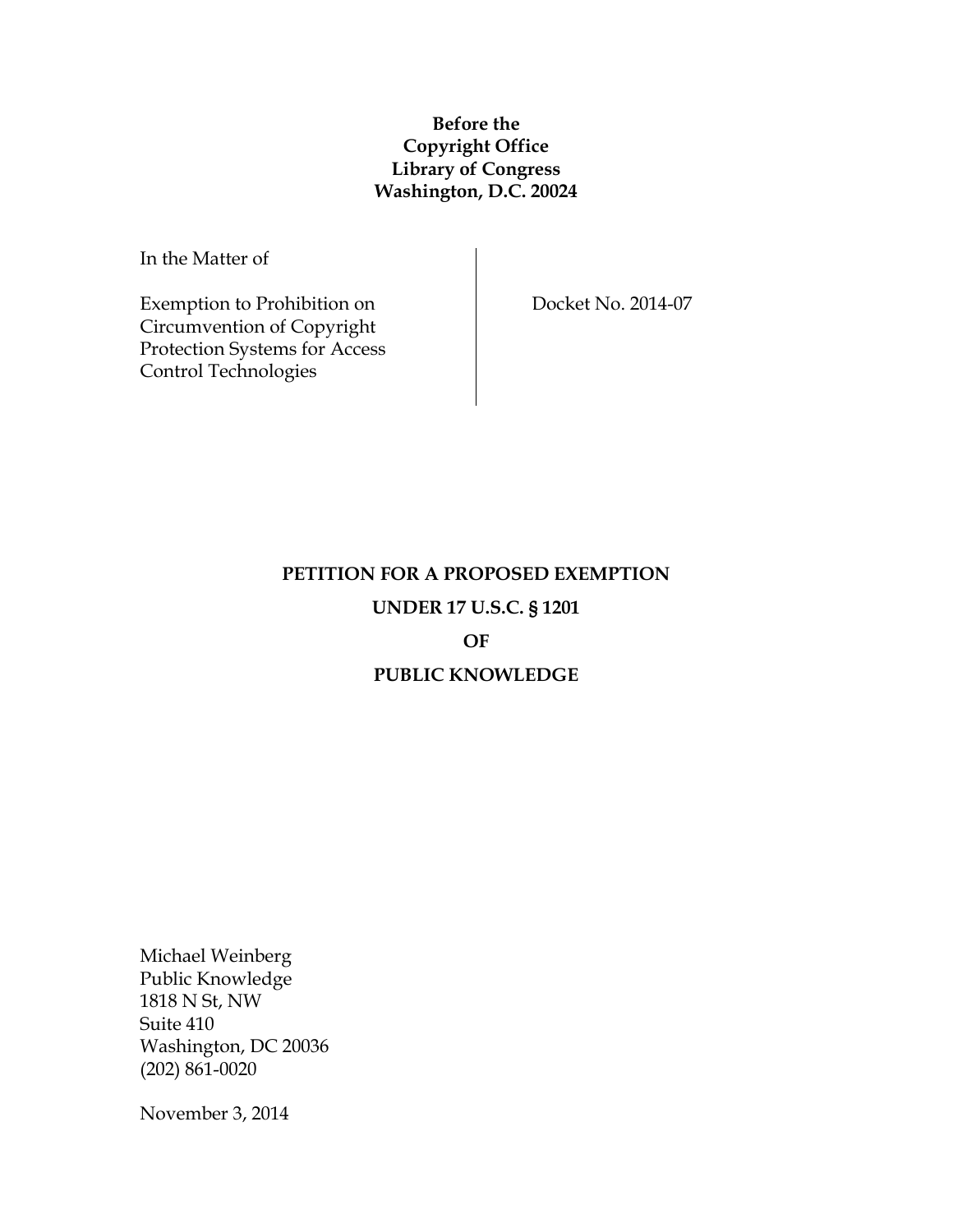**Before the**
**Copyright Office**
**Library of Congress**
**Washington, D.C. 20024**

| In the Matter of<br><br>Exemption to Prohibition on Circumvention of Copyright Protection Systems for Access Control Technologies | Docket No. 2014-07 |
|---|---|

**PETITION FOR A PROPOSED EXEMPTION**

**UNDER 17 U.S.C. § 1201**

**OF**

**PUBLIC KNOWLEDGE**

Michael Weinberg
Public Knowledge
1818 N St, NW
Suite 410
Washington, DC 20036
(202) 861-0020

November 3, 2014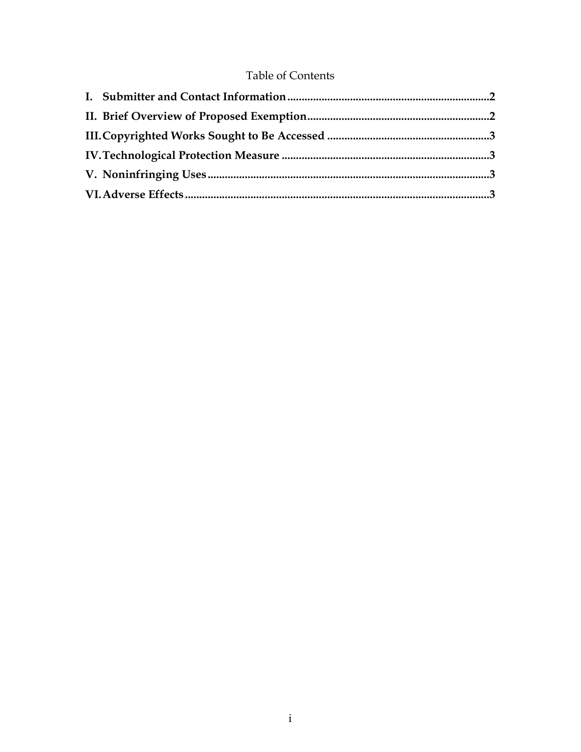Table of Contents

| | |
|---|---|
| **I. Submitter and Contact Information** | **2** |
| **II. Brief Overview of Proposed Exemption** | **2** |
| **III. Copyrighted Works Sought to Be Accessed** | **3** |
| **IV. Technological Protection Measure** | **3** |
| **V. Noninfringing Uses** | **3** |
| **VI. Adverse Effects** | **3** |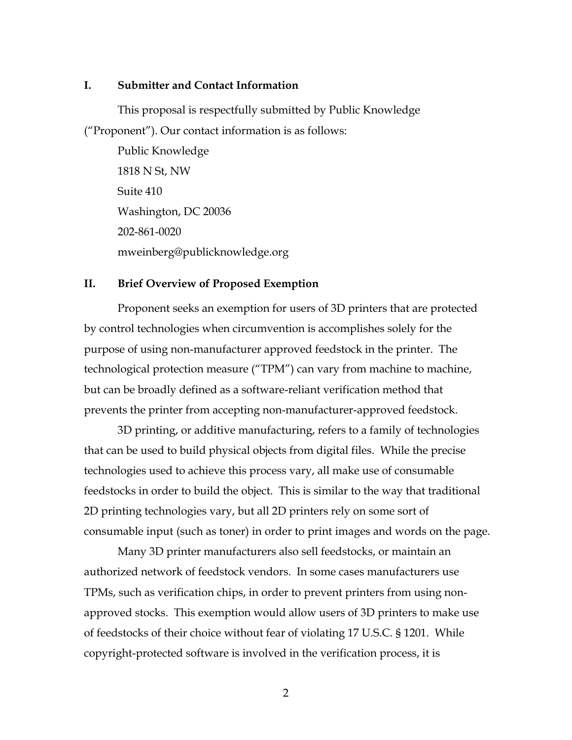## I. Submitter and Contact Information

This proposal is respectfully submitted by Public Knowledge ("Proponent"). Our contact information is as follows:

Public Knowledge
1818 N St, NW
Suite 410
Washington, DC 20036
202-861-0020
mweinberg@publicknowledge.org

## II. Brief Overview of Proposed Exemption

Proponent seeks an exemption for users of 3D printers that are protected by control technologies when circumvention is accomplishes solely for the purpose of using non-manufacturer approved feedstock in the printer. The technological protection measure ("TPM") can vary from machine to machine, but can be broadly defined as a software-reliant verification method that prevents the printer from accepting non-manufacturer-approved feedstock.

3D printing, or additive manufacturing, refers to a family of technologies that can be used to build physical objects from digital files. While the precise technologies used to achieve this process vary, all make use of consumable feedstocks in order to build the object. This is similar to the way that traditional 2D printing technologies vary, but all 2D printers rely on some sort of consumable input (such as toner) in order to print images and words on the page.

Many 3D printer manufacturers also sell feedstocks, or maintain an authorized network of feedstock vendors. In some cases manufacturers use TPMs, such as verification chips, in order to prevent printers from using non-approved stocks. This exemption would allow users of 3D printers to make use of feedstocks of their choice without fear of violating 17 U.S.C. § 1201. While copyright-protected software is involved in the verification process, it is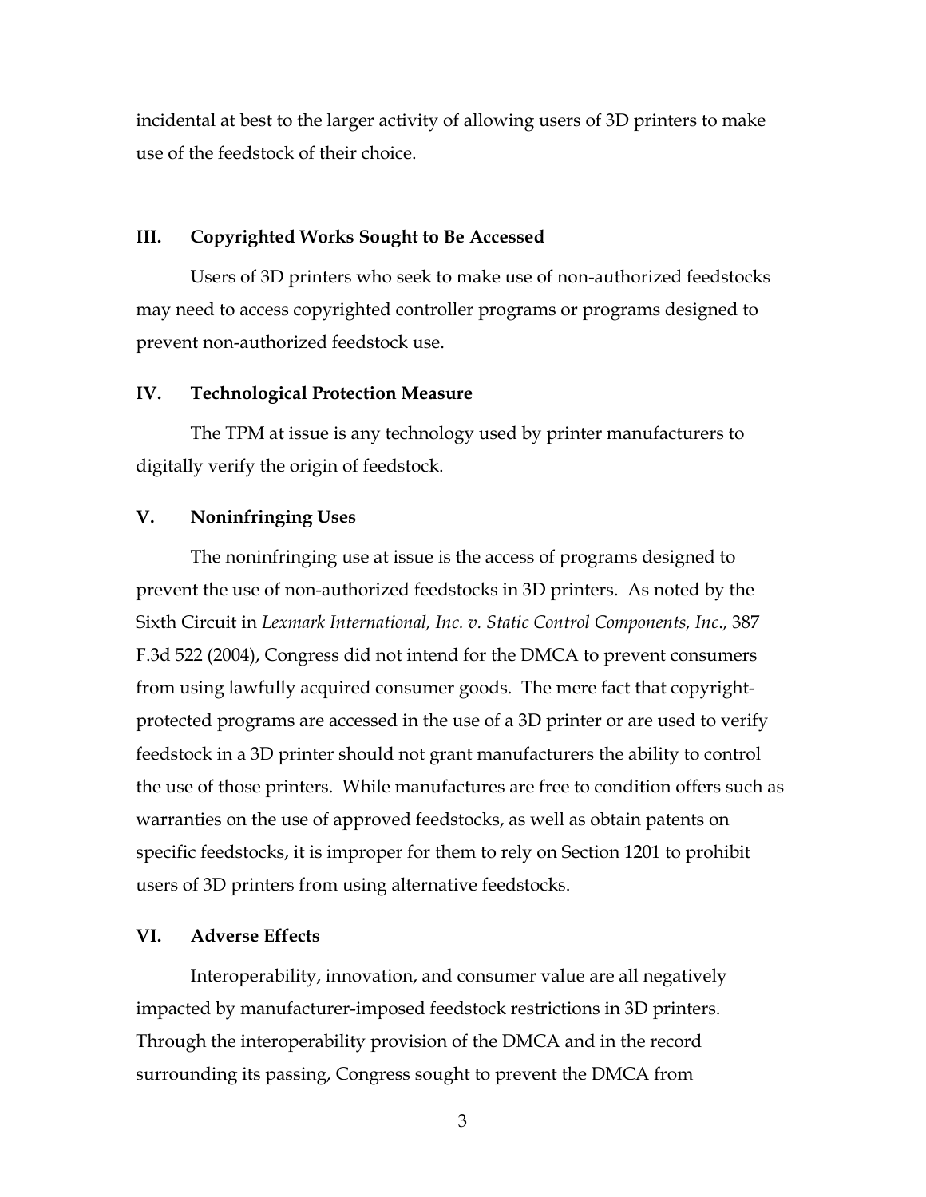incidental at best to the larger activity of allowing users of 3D printers to make use of the feedstock of their choice.

## III. Copyrighted Works Sought to Be Accessed

Users of 3D printers who seek to make use of non-authorized feedstocks may need to access copyrighted controller programs or programs designed to prevent non-authorized feedstock use.

## IV. Technological Protection Measure

The TPM at issue is any technology used by printer manufacturers to digitally verify the origin of feedstock.

## V. Noninfringing Uses

The noninfringing use at issue is the access of programs designed to prevent the use of non-authorized feedstocks in 3D printers. As noted by the Sixth Circuit in *Lexmark International, Inc. v. Static Control Components, Inc.*, 387 F.3d 522 (2004), Congress did not intend for the DMCA to prevent consumers from using lawfully acquired consumer goods. The mere fact that copyright-protected programs are accessed in the use of a 3D printer or are used to verify feedstock in a 3D printer should not grant manufacturers the ability to control the use of those printers. While manufactures are free to condition offers such as warranties on the use of approved feedstocks, as well as obtain patents on specific feedstocks, it is improper for them to rely on Section 1201 to prohibit users of 3D printers from using alternative feedstocks.

## VI. Adverse Effects

Interoperability, innovation, and consumer value are all negatively impacted by manufacturer-imposed feedstock restrictions in 3D printers. Through the interoperability provision of the DMCA and in the record surrounding its passing, Congress sought to prevent the DMCA from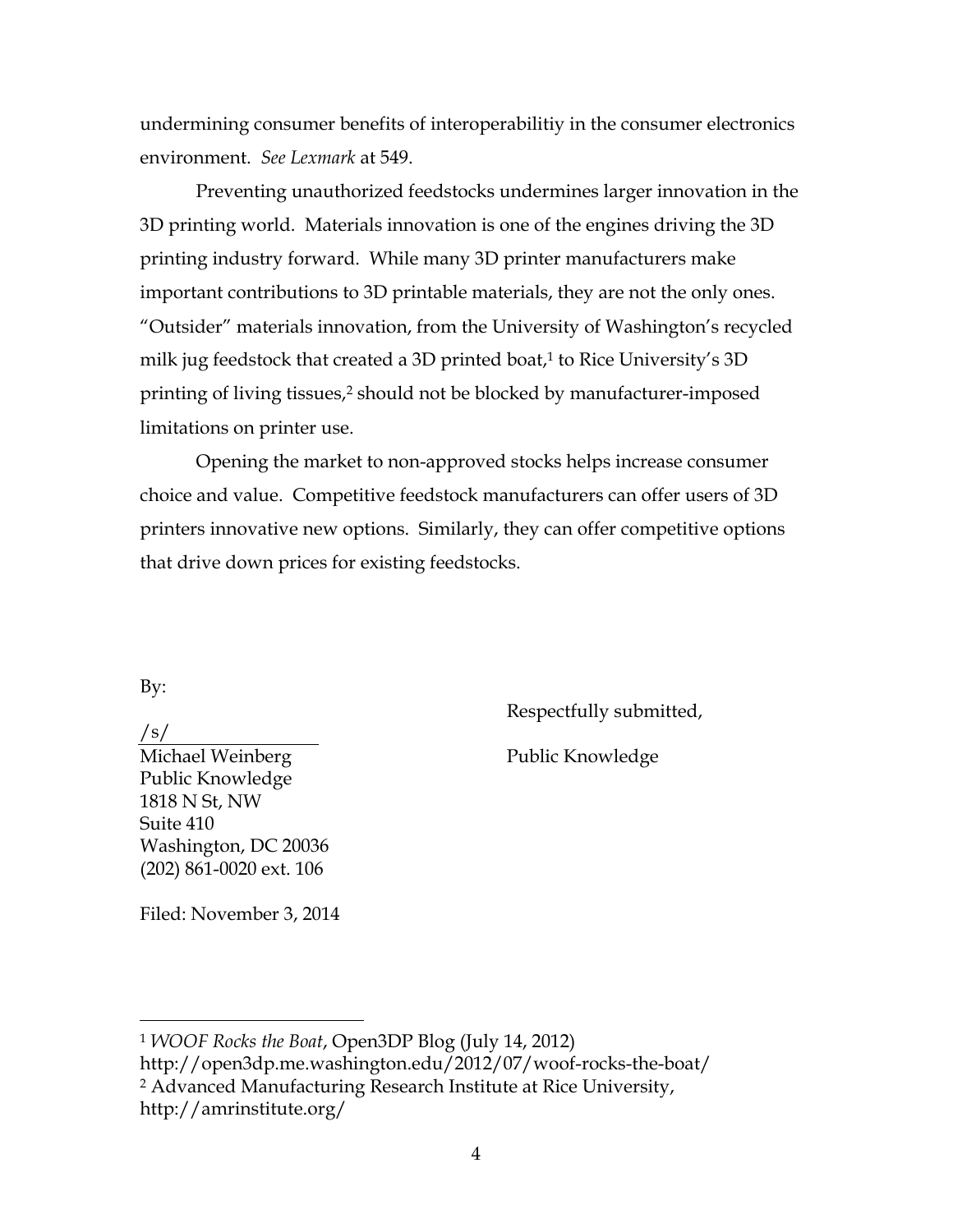undermining consumer benefits of interoperabilitiy in the consumer electronics environment. *See Lexmark* at 549.

Preventing unauthorized feedstocks undermines larger innovation in the 3D printing world. Materials innovation is one of the engines driving the 3D printing industry forward. While many 3D printer manufacturers make important contributions to 3D printable materials, they are not the only ones. "Outsider" materials innovation, from the University of Washington's recycled milk jug feedstock that created a 3D printed boat,[1] to Rice University's 3D printing of living tissues,[2] should not be blocked by manufacturer-imposed limitations on printer use.

Opening the market to non-approved stocks helps increase consumer choice and value. Competitive feedstock manufacturers can offer users of 3D printers innovative new options. Similarly, they can offer competitive options that drive down prices for existing feedstocks.

By:

/s/
Michael Weinberg
Public Knowledge
1818 N St, NW
Suite 410
Washington, DC 20036
(202) 861-0020 ext. 106

Respectfully submitted,

Public Knowledge

Filed: November 3, 2014

---

[1] *WOOF Rocks the Boat*, Open3DP Blog (July 14, 2012) http://open3dp.me.washington.edu/2012/07/woof-rocks-the-boat/

[2] Advanced Manufacturing Research Institute at Rice University, http://amrinstitute.org/